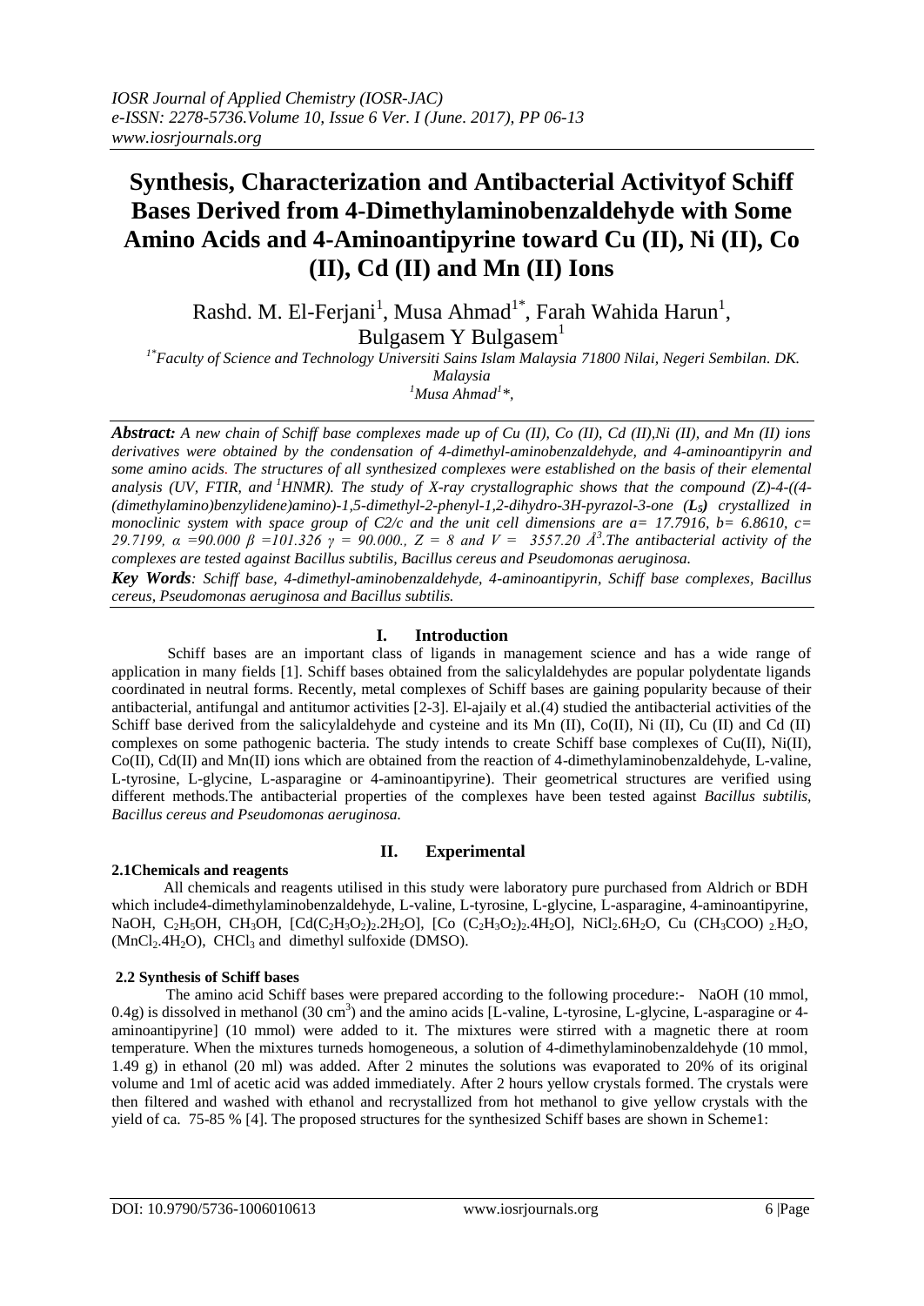# Synthesis, Characterization and Antibacterial Activityof Schiff Bases Derived from 4-Dimethylaminobenzaldehyde with Some Amino Acids and 4-Aminoantipyrine toward Cu (II), Ni (II), Co (II), Cd (II) and Mn (II) Ions

Rashd. M. El-Ferjani[1], Musa Ahmad[1*], Farah Wahida Harun[1], Bulgasem Y Bulgasem[1]

[1*]Faculty of Science and Technology Universiti Sains Islam Malaysia 71800 Nilai, Negeri Sembilan. DK. Malaysia

[1]Musa Ahmad[1]*,

***Abstract:*** *A new chain of Schiff base complexes made up of Cu (II), Co (II), Cd (II),Ni (II), and Mn (II) ions derivatives were obtained by the condensation of 4-dimethyl-aminobenzaldehyde, and 4-aminoantipyrin and some amino acids. The structures of all synthesized complexes were established on the basis of their elemental analysis (UV, FTIR, and $^1$HNMR). The study of X-ray crystallographic shows that the compound (Z)-4-((4-(dimethylamino)benzylidene)amino)-1,5-dimethyl-2-phenyl-1,2-dihydro-3H-pyrazol-3-one (**$L_5$**) crystallized in monoclinic system with space group of C2/c and the unit cell dimensions are a= 17.7916, b= 6.8610, c= 29.7199, α =90.000 β =101.326 γ = 90.000., Z = 8 and V = 3557.20 Å$^3$.The antibacterial activity of the complexes are tested against Bacillus subtilis, Bacillus cereus and Pseudomonas aeruginosa.*

***Key Words****: Schiff base, 4-dimethyl-aminobenzaldehyde, 4-aminoantipyrin, Schiff base complexes, Bacillus cereus, Pseudomonas aeruginosa and Bacillus subtilis.*

## I. Introduction

Schiff bases are an important class of ligands in management science and has a wide range of application in many fields [1]. Schiff bases obtained from the salicylaldehydes are popular polydentate ligands coordinated in neutral forms. Recently, metal complexes of Schiff bases are gaining popularity because of their antibacterial, antifungal and antitumor activities [2-3]. El-ajaily et al.(4) studied the antibacterial activities of the Schiff base derived from the salicylaldehyde and cysteine and its Mn (II), Co(II), Ni (II), Cu (II) and Cd (II) complexes on some pathogenic bacteria. The study intends to create Schiff base complexes of Cu(II), Ni(II), Co(II), Cd(II) and Mn(II) ions which are obtained from the reaction of 4-dimethylaminobenzaldehyde, L-valine, L-tyrosine, L-glycine, L-asparagine or 4-aminoantipyrine). Their geometrical structures are verified using different methods.The antibacterial properties of the complexes have been tested against *Bacillus subtilis, Bacillus cereus and Pseudomonas aeruginosa.*

## II. Experimental

### 2.1Chemicals and reagents

All chemicals and reagents utilised in this study were laboratory pure purchased from Aldrich or BDH which include4-dimethylaminobenzaldehyde, L-valine, L-tyrosine, L-glycine, L-asparagine, 4-aminoantipyrine, NaOH, $C_2H_5OH$, $CH_3OH$, $[Cd(C_2H_3O_2)_2.2H_2O]$, $[Co (C_2H_3O_2)_2.4H_2O]$, $NiCl_2.6H_2O$, Cu $(CH_3COO)_2.H_2O$, $(MnCl_2.4H_2O)$, $CHCl_3$ and dimethyl sulfoxide (DMSO).

### 2.2 Synthesis of Schiff bases

The amino acid Schiff bases were prepared according to the following procedure:- NaOH (10 mmol, 0.4g) is dissolved in methanol (30 cm$^3$) and the amino acids [L-valine, L-tyrosine, L-glycine, L-asparagine or 4-aminoantipyrine] (10 mmol) were added to it. The mixtures were stirred with a magnetic there at room temperature. When the mixtures turneds homogeneous, a solution of 4-dimethylaminobenzaldehyde (10 mmol, 1.49 g) in ethanol (20 ml) was added. After 2 minutes the solutions was evaporated to 20% of its original volume and 1ml of acetic acid was added immediately. After 2 hours yellow crystals formed. The crystals were then filtered and washed with ethanol and recrystallized from hot methanol to give yellow crystals with the yield of ca. 75-85 % [4]. The proposed structures for the synthesized Schiff bases are shown in Scheme1: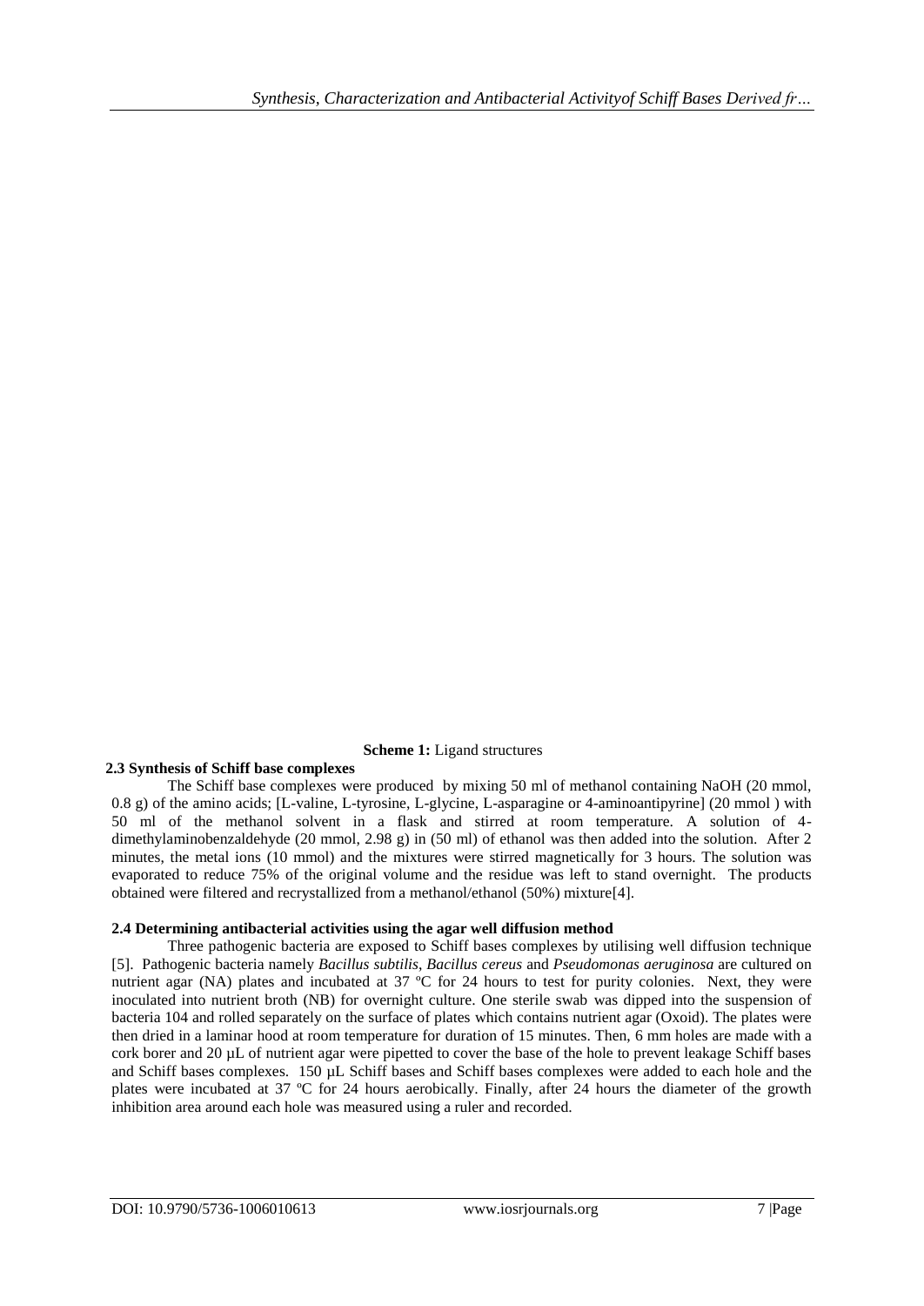**Scheme 1:** Ligand structures

### 2.3 Synthesis of Schiff base complexes

The Schiff base complexes were produced by mixing 50 ml of methanol containing NaOH (20 mmol, 0.8 g) of the amino acids; [L-valine, L-tyrosine, L-glycine, L-asparagine or 4-aminoantipyrine] (20 mmol ) with 50 ml of the methanol solvent in a flask and stirred at room temperature. A solution of 4-dimethylaminobenzaldehyde (20 mmol, 2.98 g) in (50 ml) of ethanol was then added into the solution. After 2 minutes, the metal ions (10 mmol) and the mixtures were stirred magnetically for 3 hours. The solution was evaporated to reduce 75% of the original volume and the residue was left to stand overnight. The products obtained were filtered and recrystallized from a methanol/ethanol (50%) mixture[4].

### 2.4 Determining antibacterial activities using the agar well diffusion method

Three pathogenic bacteria are exposed to Schiff bases complexes by utilising well diffusion technique [5]. Pathogenic bacteria namely *Bacillus subtilis*, *Bacillus cereus* and *Pseudomonas aeruginosa* are cultured on nutrient agar (NA) plates and incubated at 37 ºC for 24 hours to test for purity colonies. Next, they were inoculated into nutrient broth (NB) for overnight culture. One sterile swab was dipped into the suspension of bacteria 104 and rolled separately on the surface of plates which contains nutrient agar (Oxoid). The plates were then dried in a laminar hood at room temperature for duration of 15 minutes. Then, 6 mm holes are made with a cork borer and 20 µL of nutrient agar were pipetted to cover the base of the hole to prevent leakage Schiff bases and Schiff bases complexes. 150 µL Schiff bases and Schiff bases complexes were added to each hole and the plates were incubated at 37 ºC for 24 hours aerobically. Finally, after 24 hours the diameter of the growth inhibition area around each hole was measured using a ruler and recorded.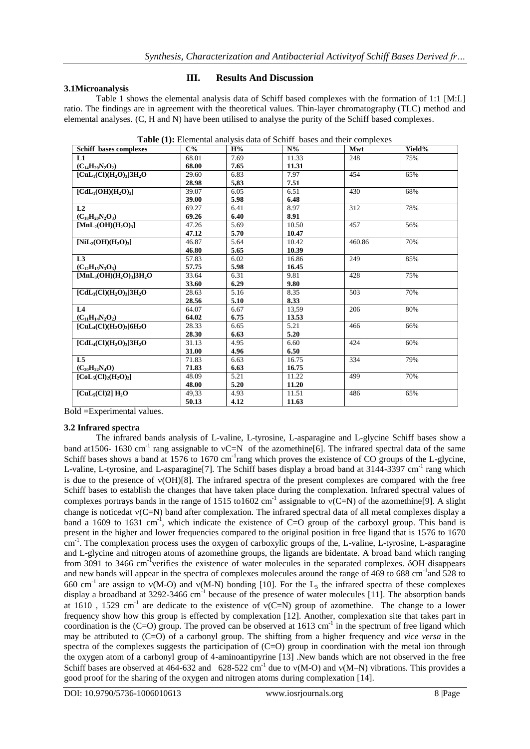## III. Results And Discussion

### 3.1Microanalysis

Table 1 shows the elemental analysis data of Schiff based complexes with the formation of 1:1 [M:L] ratio. The findings are in agreement with the theoretical values. Thin-layer chromatography (TLC) method and elemental analyses. (C, H and N) have been utilised to analyse the purity of the Schiff based complexes.

**Table (1):** Elemental analysis data of Schiff bases and their complexes

| Schiff bases complexes | C% | H% | N% | Mwt | Yield% |
|---|---|---|---|---|---|
| **L1** | 68.01 | 7.69 | 11.33 | 248 | 75% |
| **($C_{14}H_{20}N_2O_2$)** | **68.00** | **7.65** | **11.31** | | |
| **[$CuL_1(Cl)(H_2O)_3$]$3H_2O$** | 29.60 | 6.83 | 7.97 | 454 | 65% |
| | **28.98** | **5,83** | **7.51** | | |
| **[$CdL_1(OH)(H_2O)_3$]** | 39.07 | 6.05 | 6.51 | 430 | 68% |
| | **39.00** | **5.98** | **6.48** | | |
| **L2** | 69.27 | 6.41 | 8.97 | 312 | 78% |
| **($C_{18}H_{20}N_2O_3$)** | **69.26** | **6.40** | **8.91** | | |
| **[$MnL_2(OH)(H_2O)_3$]** | 47.26 | 5.69 | 10.50 | 457 | 56% |
| | **47.12** | **5.70** | **10.47** | | |
| **[$NiL_2(OH)(H_2O)_3$]** | 46.87 | 5.64 | 10.42 | 460.86 | 70% |
| | **46.80** | **5.65** | **10.39** | | |
| **L3** | 57.83 | 6.02 | 16.86 | 249 | 85% |
| **($C_{12}H_{15}N_3O_3$)** | **57.75** | **5.98** | **16.45** | | |
| **[$MnL_3(OH)(H_2O)_3$]$3H_2O$** | 33.64 | 6.31 | 9.81 | 428 | 75% |
| | **33.60** | **6.29** | **9.80** | | |
| **[$CdL_3(Cl)(H_2O)_3$]$3H_2O$** | 28.63 | 5.16 | 8.35 | 503 | 70% |
| | **28.56** | **5.10** | **8.33** | | |
| **L4** | 64.07 | 6.67 | 13,59 | 206 | 80% |
| **($C_{11}H_{14}N_2O_2$)** | **64.02** | **6.75** | **13.53** | | |
| **[$CuL_4(Cl)(H_2O)_3$]$6H_2O$** | 28.33 | 6.65 | 5.21 | 466 | 66% |
| | **28.30** | **6.63** | **5.20** | | |
| **[$CdL_4(Cl)(H_2O)_3$]$3H_2O$** | 31.13 | 4.95 | 6.60 | 424 | 60% |
| | **31.00** | **4.96** | **6.50** | | |
| **L5** | 71.83 | 6.63 | 16.75 | 334 | 79% |
| **($C_{20}H_{22}N_4O$)** | **71.83** | **6.63** | **16.75** | | |
| **[$CoL_5(Cl)_2(H_2O)_2$]** | 48.09 | 5.21 | 11.22 | 499 | 70% |
| | **48.00** | **5.20** | **11.20** | | |
| **[$CuL_5(Cl)2$] $H_2O$** | 49,33 | 4.93 | 11.51 | 486 | 65% |
| | **50.13** | **4.12** | **11.63** | | |

Bold =Experimental values.

### 3.2 Infrared spectra

The infrared bands analysis of L-valine, L-tyrosine, L-asparagine and L-glycine Schiff bases show a band at1506- 1630 $cm^{-1}$ rang assignable to νC=N of the azomethine[6]. The infrared spectral data of the same Schiff bases shows a band at 1576 to 1670 $cm^{-1}$rang which proves the existence of CO groups of the L-glycine, L-valine, L-tyrosine, and L-asparagine[7]. The Schiff bases display a broad band at 3144-3397 $cm^{-1}$ rang which is due to the presence of ν(OH)[8]. The infrared spectra of the present complexes are compared with the free Schiff bases to establish the changes that have taken place during the complexation. Infrared spectral values of complexes portrays bands in the range of 1515 to1602 $cm^{-1}$ assignable to ν(C=N) of the azomethine[9]. A slight change is noticedat ν(C=N) band after complexation. The infrared spectral data of all metal complexes display a band a 1609 to 1631 $cm^{-1}$, which indicate the existence of C=O group of the carboxyl group. This band is present in the higher and lower frequencies compared to the original position in free ligand that is 1576 to 1670 $cm^{-1}$. The complexation process uses the oxygen of carboxylic groups of the, L-valine, L-tyrosine, L-asparagine and L-glycine and nitrogen atoms of azomethine groups, the ligands are bidentate. A broad band which ranging from 3091 to 3466 $cm^{-1}$verifies the existence of water molecules in the separated complexes. δOH disappears and new bands will appear in the spectra of complexes molecules around the range of 469 to 688 $cm^{-1}$and 528 to 660 $cm^{-1}$ are assign to ν(M-O) and ν(M-N) bonding [10]. For the $L_5$ the infrared spectra of these complexes display a broadband at 3292-3466 $cm^{-1}$ because of the presence of water molecules [11]. The absorption bands at 1610 , 1529 $cm^{-1}$ are dedicate to the existence of ν(C=N) group of azomethine. The change to a lower frequency show how this group is effected by complexation [12]. Another, complexation site that takes part in coordination is the (C=O) group. The proved can be observed at 1613 $cm^{-1}$ in the spectrum of free ligand which may be attributed to (C=O) of a carbonyl group. The shifting from a higher frequency and *vice versa* in the spectra of the complexes suggests the participation of (C=O) group in coordination with the metal ion through the oxygen atom of a carbonyl group of 4-aminoantipyrine [13] .New bands which are not observed in the free Schiff bases are observed at 464-632 and 628-522 $cm^{-1}$ due to ν(M-O) and ν(M–N) vibrations. This provides a good proof for the sharing of the oxygen and nitrogen atoms during complexation [14].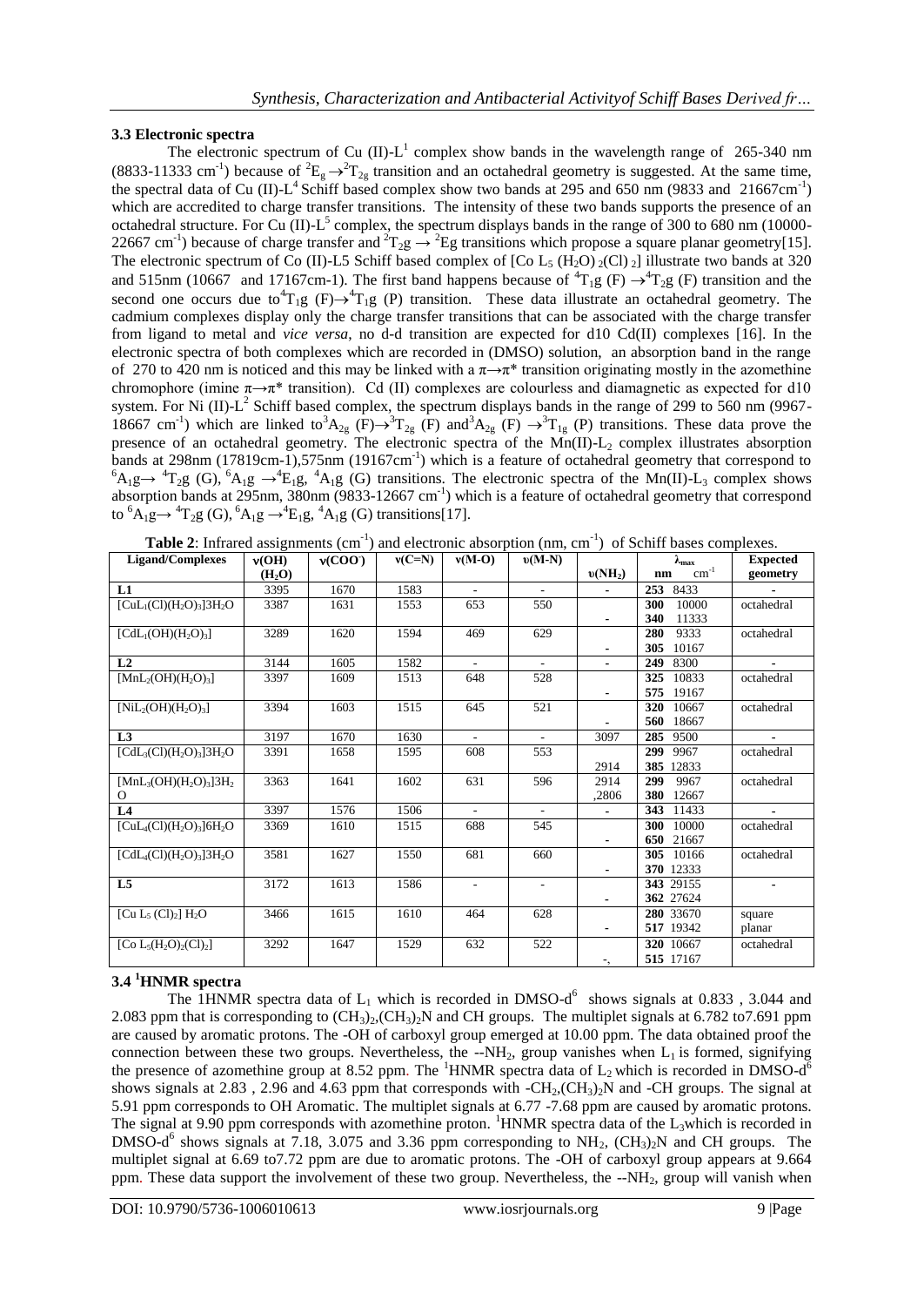### 3.3 Electronic spectra

The electronic spectrum of Cu (II)-$L^1$ complex show bands in the wavelength range of 265-340 nm (8833-11333 $cm^{-1}$) because of $^2E_g \rightarrow ^2T_{2g}$ transition and an octahedral geometry is suggested. At the same time, the spectral data of Cu (II)-$L^4$ Schiff based complex show two bands at 295 and 650 nm (9833 and 21667$cm^{-1}$) which are accredited to charge transfer transitions. The intensity of these two bands supports the presence of an octahedral structure. For Cu (II)-$L^5$ complex, the spectrum displays bands in the range of 300 to 680 nm (10000-22667 $cm^{-1}$) because of charge transfer and $^2T_2g \rightarrow ^2Eg$ transitions which propose a square planar geometry[15]. The electronic spectrum of Co (II)-L5 Schiff based complex of [Co $L_5$ $(H_2O)_2(Cl)_2$] illustrate two bands at 320 and 515nm (10667 and 17167cm-1). The first band happens because of $^4T_1g$ (F) $\rightarrow ^4T_2g$ (F) transition and the second one occurs due to $^4T_1g$ (F)$\rightarrow ^4T_1g$ (P) transition. These data illustrate an octahedral geometry. The cadmium complexes display only the charge transfer transitions that can be associated with the charge transfer from ligand to metal and *vice versa*, no d-d transition are expected for d10 Cd(II) complexes [16]. In the electronic spectra of both complexes which are recorded in (DMSO) solution, an absorption band in the range of 270 to 420 nm is noticed and this may be linked with a $\pi \rightarrow \pi^*$ transition originating mostly in the azomethine chromophore (imine $\pi \rightarrow \pi^*$ transition). Cd (II) complexes are colourless and diamagnetic as expected for d10 system. For Ni (II)-$L^2$ Schiff based complex, the spectrum displays bands in the range of 299 to 560 nm (9967-18667 $cm^{-1}$) which are linked to $^3A_{2g}$ (F)$\rightarrow ^3T_{2g}$ (F) and $^3A_{2g}$ (F) $\rightarrow ^3T_{1g}$ (P) transitions. These data prove the presence of an octahedral geometry. The electronic spectra of the Mn(II)-$L_2$ complex illustrates absorption bands at 298nm (17819cm-1),575nm (19167$cm^{-1}$) which is a feature of octahedral geometry that correspond to $^6A_1g \rightarrow ^4T_2g$ (G), $^6A_1g \rightarrow ^4E_1g$, $^4A_1g$ (G) transitions. The electronic spectra of the Mn(II)-$L_3$ complex shows absorption bands at 295nm, 380nm (9833-12667 $cm^{-1}$) which is a feature of octahedral geometry that correspond to $^6A_1g \rightarrow ^4T_2g$ (G), $^6A_1g \rightarrow ^4E_1g$, $^4A_1g$ (G) transitions[17].

**Table 2**: Infrared assignments ($cm^{-1}$) and electronic absorption (nm, $cm^{-1}$) of Schiff bases complexes.

| Ligand/Complexes | ν(OH) ($H_2O$) | ν(COO⁻) | ν(C=N) | ν(M-O) | υ(M-N) | υ($NH_2$) | $\lambda_{max}$ nm $cm^{-1}$ | Expected geometry |
|---|---|---|---|---|---|---|---|---|
| **L1** | 3395 | 1670 | 1583 | - | - | - | **253** 8433 | - |
| $[CuL_1(Cl)(H_2O)_3]3H_2O$ | 3387 | 1631 | 1553 | 653 | 550 | - | **300** 10000<br>**340** 11333 | octahedral |
| $[CdL_1(OH)(H_2O)_3]$ | 3289 | 1620 | 1594 | 469 | 629 | - | **280** 9333<br>**305** 10167 | octahedral |
| **L2** | 3144 | 1605 | 1582 | - | - | - | **249** 8300 | - |
| $[MnL_2(OH)(H_2O)_3]$ | 3397 | 1609 | 1513 | 648 | 528 | - | **325** 10833<br>**575** 19167 | octahedral |
| $[NiL_2(OH)(H_2O)_3]$ | 3394 | 1603 | 1515 | 645 | 521 | - | **320** 10667<br>**560** 18667 | octahedral |
| **L3** | 3197 | 1670 | 1630 | - | - | 3097 | **285** 9500 | - |
| $[CdL_3(Cl)(H_2O)_3]3H_2O$ | 3391 | 1658 | 1595 | 608 | 553 | 2914 | **299** 9967<br>**385** 12833 | octahedral |
| $[MnL_3(OH)(H_2O)_3]3H_2O$ | 3363 | 1641 | 1602 | 631 | 596 | 2914<br>,2806 | **299** 9967<br>**380** 12667 | octahedral |
| **L4** | 3397 | 1576 | 1506 | - | - | - | **343** 11433 | - |
| $[CuL_4(Cl)(H_2O)_3]6H_2O$ | 3369 | 1610 | 1515 | 688 | 545 | - | **300** 10000<br>**650** 21667 | octahedral |
| $[CdL_4(Cl)(H_2O)_3]3H_2O$ | 3581 | 1627 | 1550 | 681 | 660 | - | **305** 10166<br>**370** 12333 | octahedral |
| **L5** | 3172 | 1613 | 1586 | - | - | - | **343** 29155<br>**362** 27624 | - |
| $[Cu L_5 (Cl)_2] H_2O$ | 3466 | 1615 | 1610 | 464 | 628 | - | **280** 33670<br>**517** 19342 | square planar |
| $[Co L_5(H_2O)_2(Cl)_2]$ | 3292 | 1647 | 1529 | 632 | 522 | -, | **320** 10667<br>**515** 17167 | octahedral |

### 3.4 $^1$HNMR spectra

The 1HNMR spectra data of $L_1$ which is recorded in DMSO-$d^6$ shows signals at 0.833 , 3.044 and 2.083 ppm that is corresponding to $(CH_3)_2$,$(CH_3)_2N$ and CH groups. The multiplet signals at 6.782 to7.691 ppm are caused by aromatic protons. The -OH of carboxyl group emerged at 10.00 ppm. The data obtained proof the connection between these two groups. Nevertheless, the --$NH_2$, group vanishes when $L_1$ is formed, signifying the presence of azomethine group at 8.52 ppm. The $^1$HNMR spectra data of $L_2$ which is recorded in DMSO-$d^6$ shows signals at 2.83 , 2.96 and 4.63 ppm that corresponds with -$CH_2$,$(CH_3)_2N$ and -CH groups. The signal at 5.91 ppm corresponds to OH Aromatic. The multiplet signals at 6.77 -7.68 ppm are caused by aromatic protons. The signal at 9.90 ppm corresponds with azomethine proton. $^1$HNMR spectra data of the $L_3$which is recorded in DMSO-$d^6$ shows signals at 7.18, 3.075 and 3.36 ppm corresponding to $NH_2$, $(CH_3)_2N$ and CH groups. The multiplet signal at 6.69 to7.72 ppm are due to aromatic protons. The -OH of carboxyl group appears at 9.664 ppm. These data support the involvement of these two group. Nevertheless, the --$NH_2$, group will vanish when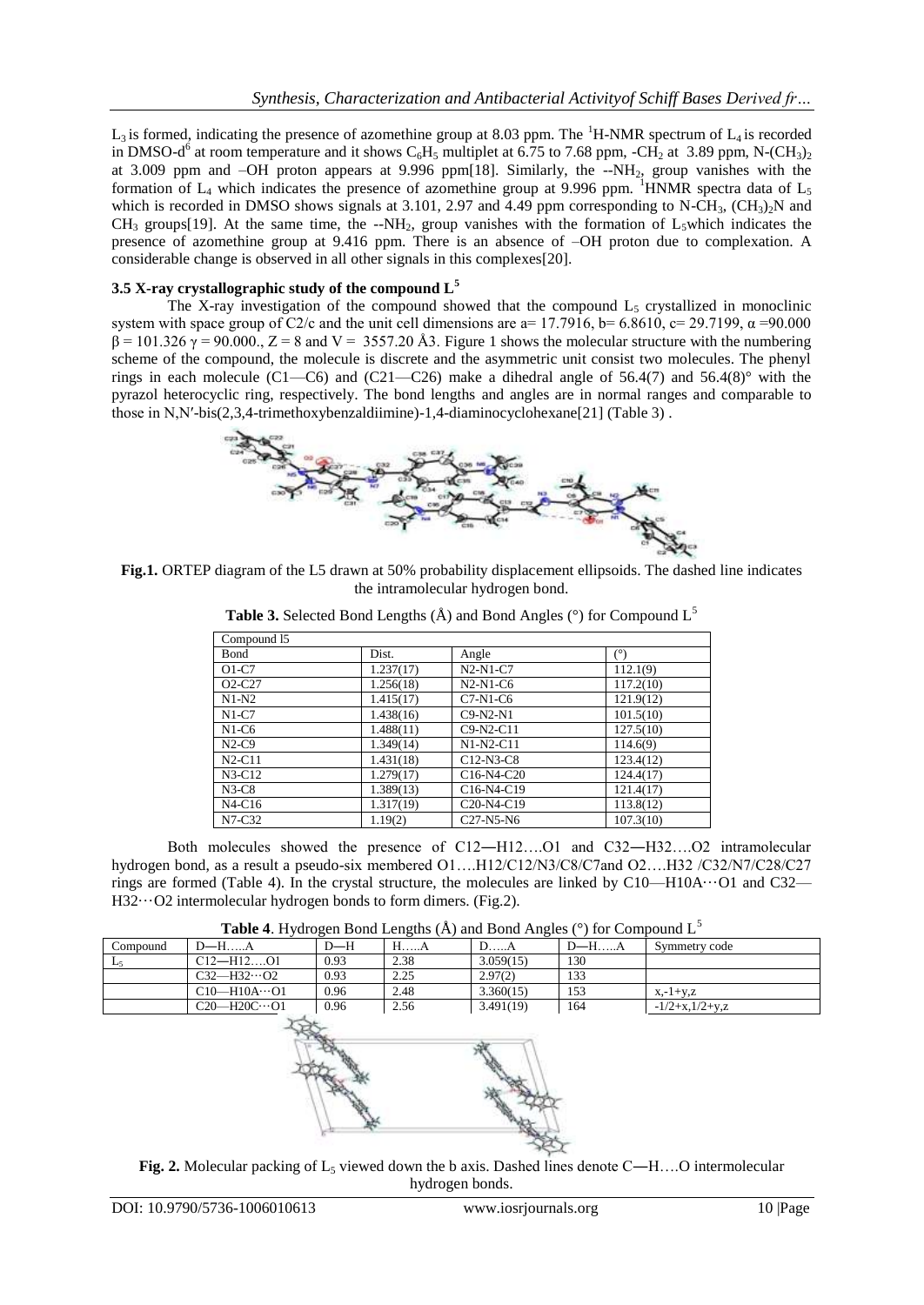$L_3$ is formed, indicating the presence of azomethine group at 8.03 ppm. The $^1$H-NMR spectrum of $L_4$ is recorded in DMSO-d$^6$ at room temperature and it shows $C_6H_5$ multiplet at 6.75 to 7.68 ppm, -$CH_2$ at 3.89 ppm, N-$(CH_3)_2$ at 3.009 ppm and –OH proton appears at 9.996 ppm[18]. Similarly, the --$NH_2$, group vanishes with the formation of $L_4$ which indicates the presence of azomethine group at 9.996 ppm. $^1$HNMR spectra data of $L_5$ which is recorded in DMSO shows signals at 3.101, 2.97 and 4.49 ppm corresponding to N-$CH_3$, $(CH_3)_2$N and $CH_3$ groups[19]. At the same time, the --$NH_2$, group vanishes with the formation of $L_5$which indicates the presence of azomethine group at 9.416 ppm. There is an absence of –OH proton due to complexation. A considerable change is observed in all other signals in this complexes[20].

### 3.5 X-ray crystallographic study of the compound L[5]

The X-ray investigation of the compound showed that the compound $L_5$ crystallized in monoclinic system with space group of C2/c and the unit cell dimensions are a= 17.7916, b= 6.8610, c= 29.7199, α =90.000 β = 101.326 γ = 90.000., Z = 8 and V = 3557.20 Å3. Figure 1 shows the molecular structure with the numbering scheme of the compound, the molecule is discrete and the asymmetric unit consist two molecules. The phenyl rings in each molecule (C1—C6) and (C21—C26) make a dihedral angle of 56.4(7) and 56.4(8)° with the pyrazol heterocyclic ring, respectively. The bond lengths and angles are in normal ranges and comparable to those in N,N′-bis(2,3,4-trimethoxybenzaldiimine)-1,4-diaminocyclohexane[21] (Table 3) .

**Fig.1.** ORTEP diagram of the L5 drawn at 50% probability displacement ellipsoids. The dashed line indicates the intramolecular hydrogen bond.

**Table 3.** Selected Bond Lengths (Å) and Bond Angles (°) for Compound L[5]

| Compound l5 | | | |
|---|---|---|---|
| Bond | Dist. | Angle | (°) |
| O1-C7 | 1.237(17) | N2-N1-C7 | 112.1(9) |
| O2-C27 | 1.256(18) | N2-N1-C6 | 117.2(10) |
| N1-N2 | 1.415(17) | C7-N1-C6 | 121.9(12) |
| N1-C7 | 1.438(16) | C9-N2-N1 | 101.5(10) |
| N1-C6 | 1.488(11) | C9-N2-C11 | 127.5(10) |
| N2-C9 | 1.349(14) | N1-N2-C11 | 114.6(9) |
| N2-C11 | 1.431(18) | C12-N3-C8 | 123.4(12) |
| N3-C12 | 1.279(17) | C16-N4-C20 | 124.4(17) |
| N3-C8 | 1.389(13) | C16-N4-C19 | 121.4(17) |
| N4-C16 | 1.317(19) | C20-N4-C19 | 113.8(12) |
| N7-C32 | 1.19(2) | C27-N5-N6 | 107.3(10) |

Both molecules showed the presence of C12―H12….O1 and C32―H32….O2 intramolecular hydrogen bond, as a result a pseudo-six membered O1….H12/C12/N3/C8/C7and O2….H32 /C32/N7/C28/C27 rings are formed (Table 4). In the crystal structure, the molecules are linked by C10—H10A⋯O1 and C32—H32⋯O2 intermolecular hydrogen bonds to form dimers. (Fig.2).

**Table 4**. Hydrogen Bond Lengths (Å) and Bond Angles (°) for Compound L[5]

| Compound | D―H…..A | D―H | H…..A | D…..A | D―H…..A | Symmetry code |
|---|---|---|---|---|---|---|
| $L_5$ | C12―H12….O1 | 0.93 | 2.38 | 3.059(15) | 130 | |
| | C32—H32⋯O2 | 0.93 | 2.25 | 2.97(2) | 133 | |
| | C10—H10A⋯O1 | 0.96 | 2.48 | 3.360(15) | 153 | x,-1+y,z |
| | C20—H20C⋯O1 | 0.96 | 2.56 | 3.491(19) | 164 | -1/2+x,1/2+y,z |

**Fig. 2.** Molecular packing of $L_5$ viewed down the b axis. Dashed lines denote C―H….O intermolecular hydrogen bonds.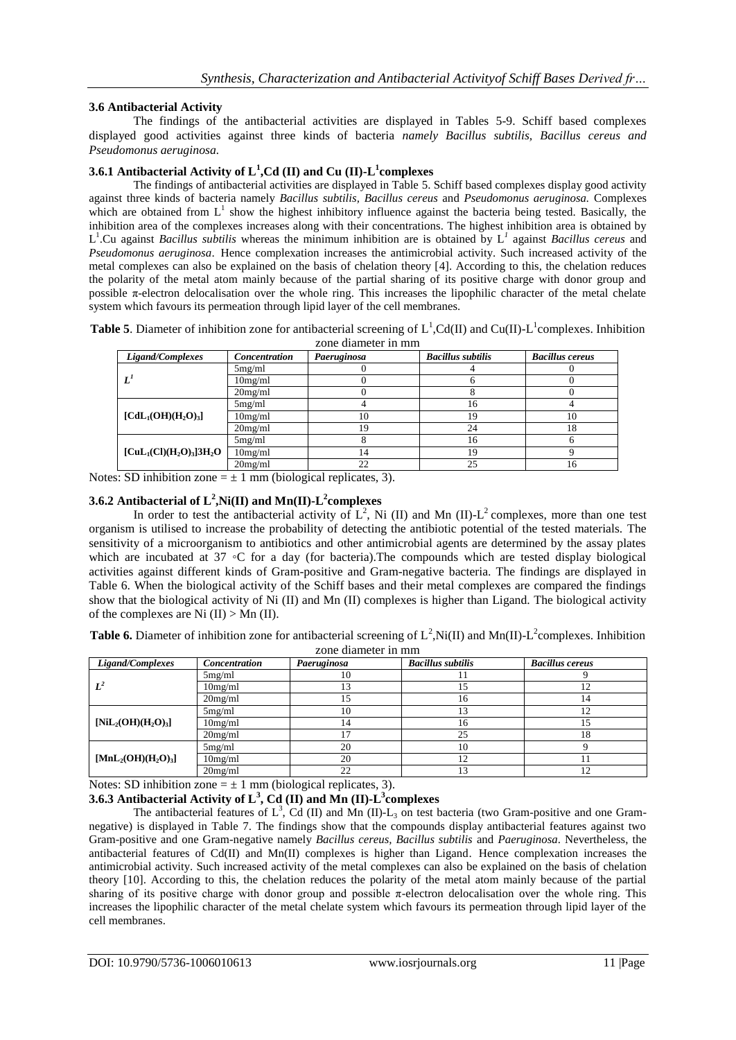### 3.6 Antibacterial Activity

The findings of the antibacterial activities are displayed in Tables 5-9. Schiff based complexes displayed good activities against three kinds of bacteria *namely Bacillus subtilis, Bacillus cereus and Pseudomonus aeruginosa.*

### 3.6.1 Antibacterial Activity of $L^1$,Cd (II) and Cu (II)-$L^1$complexes

The findings of antibacterial activities are displayed in Table 5. Schiff based complexes display good activity against three kinds of bacteria namely *Bacillus subtilis, Bacillus cereus* and *Pseudomonus aeruginosa.* Complexes which are obtained from $L^1$ show the highest inhibitory influence against the bacteria being tested. Basically, the inhibition area of the complexes increases along with their concentrations. The highest inhibition area is obtained by $L^1$.Cu against *Bacillus subtilis* whereas the minimum inhibition are is obtained by $L^1$ against *Bacillus cereus* and *Pseudomonus aeruginosa*. Hence complexation increases the antimicrobial activity. Such increased activity of the metal complexes can also be explained on the basis of chelation theory [4]. According to this, the chelation reduces the polarity of the metal atom mainly because of the partial sharing of its positive charge with donor group and possible π-electron delocalisation over the whole ring. This increases the lipophilic character of the metal chelate system which favours its permeation through lipid layer of the cell membranes.

**Table 5**. Diameter of inhibition zone for antibacterial screening of $L^1$,Cd(II) and Cu(II)-$L^1$complexes. Inhibition zone diameter in mm

| *Ligand/Complexes* | *Concentration* | *Paeruginosa* | *Bacillus subtilis* | *Bacillus cereus* |
|---|---|---|---|---|
| $L^1$ | 5mg/ml | 0 | 4 | 0 |
| | 10mg/ml | 0 | 6 | 0 |
| | 20mg/ml | 0 | 8 | 0 |
| $[CdL_1(OH)(H_2O)_3]$ | 5mg/ml | 4 | 16 | 4 |
| | 10mg/ml | 10 | 19 | 10 |
| | 20mg/ml | 19 | 24 | 18 |
| $[CuL_1(Cl)(H_2O)_3]3H_2O$ | 5mg/ml | 8 | 16 | 6 |
| | 10mg/ml | 14 | 19 | 9 |
| | 20mg/ml | 22 | 25 | 16 |

Notes: SD inhibition zone = ± 1 mm (biological replicates, 3).

### 3.6.2 Antibacterial of $L^2$,Ni(II) and Mn(II)-$L^2$complexes

In order to test the antibacterial activity of $L^2$, Ni (II) and Mn (II)-$L^2$ complexes, more than one test organism is utilised to increase the probability of detecting the antibiotic potential of the tested materials. The sensitivity of a microorganism to antibiotics and other antimicrobial agents are determined by the assay plates which are incubated at 37 ◦C for a day (for bacteria).The compounds which are tested display biological activities against different kinds of Gram-positive and Gram-negative bacteria. The findings are displayed in Table 6. When the biological activity of the Schiff bases and their metal complexes are compared the findings show that the biological activity of Ni (II) and Mn (II) complexes is higher than Ligand. The biological activity of the complexes are Ni (II) > Mn (II).

**Table 6.** Diameter of inhibition zone for antibacterial screening of $L^2$,Ni(II) and Mn(II)-$L^2$complexes. Inhibition zone diameter in mm

| *Ligand/Complexes* | *Concentration* | *Paeruginosa* | *Bacillus subtilis* | *Bacillus cereus* |
|---|---|---|---|---|
| $L^2$ | 5mg/ml | 10 | 11 | 9 |
| | 10mg/ml | 13 | 15 | 12 |
| | 20mg/ml | 15 | 16 | 14 |
| $[NiL_2(OH)(H_2O)_3]$ | 5mg/ml | 10 | 13 | 12 |
| | 10mg/ml | 14 | 16 | 15 |
| | 20mg/ml | 17 | 25 | 18 |
| $[MnL_2(OH)(H_2O)_3]$ | 5mg/ml | 20 | 10 | 9 |
| | 10mg/ml | 20 | 12 | 11 |
| | 20mg/ml | 22 | 13 | 12 |

Notes: SD inhibition zone = ± 1 mm (biological replicates, 3).

### 3.6.3 Antibacterial Activity of $L^3$, Cd (II) and Mn (II)-$L^3$complexes

The antibacterial features of $L^3$, Cd (II) and Mn (II)-$L_3$ on test bacteria (two Gram-positive and one Gram-negative) is displayed in Table 7. The findings show that the compounds display antibacterial features against two Gram-positive and one Gram-negative namely *Bacillus cereus, Bacillus subtilis* and *Paeruginosa*. Nevertheless, the antibacterial features of Cd(II) and Mn(II) complexes is higher than Ligand. Hence complexation increases the antimicrobial activity. Such increased activity of the metal complexes can also be explained on the basis of chelation theory [10]. According to this, the chelation reduces the polarity of the metal atom mainly because of the partial sharing of its positive charge with donor group and possible π-electron delocalisation over the whole ring. This increases the lipophilic character of the metal chelate system which favours its permeation through lipid layer of the cell membranes.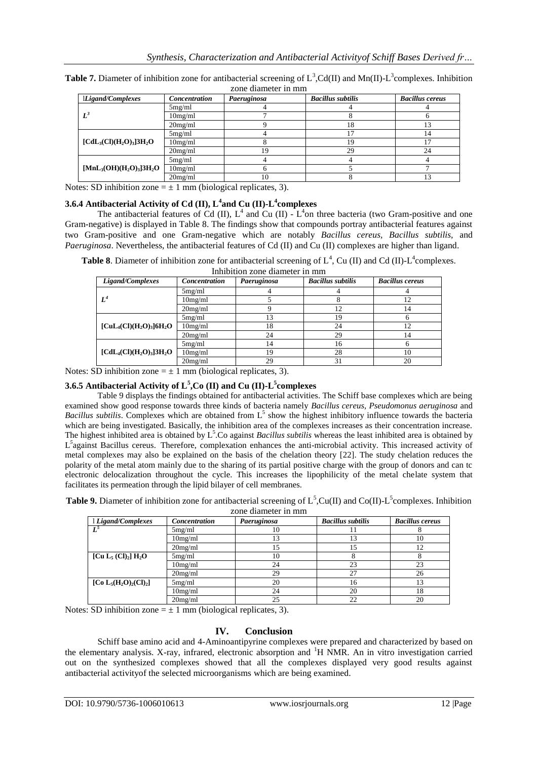**Table 7.** Diameter of inhibition zone for antibacterial screening of $L^3$,Cd(II) and Mn(II)-$L^3$complexes. Inhibition zone diameter in mm

| lLigand/Complexes | Concentration | Paeruginosa | Bacillus subtilis | Bacillus cereus |
|---|---|---|---|---|
| $L^3$ | 5mg/ml | 4 | 4 | 4 |
| | 10mg/ml | 7 | 8 | 6 |
| | 20mg/ml | 9 | 18 | 13 |
| $[CdL_3(Cl)(H_2O)_3]3H_2O$ | 5mg/ml | 4 | 17 | 14 |
| | 10mg/ml | 8 | 19 | 17 |
| | 20mg/ml | 19 | 29 | 24 |
| $[MnL_3(OH)(H_2O)_3]3H_2O$ | 5mg/ml | 4 | 4 | 4 |
| | 10mg/ml | 6 | 5 | 7 |
| | 20mg/ml | 10 | 8 | 13 |

Notes: SD inhibition zone = ± 1 mm (biological replicates, 3).

### 3.6.4 Antibacterial Activity of Cd (II), $L^4$and Cu (II)-$L^4$complexes

The antibacterial features of Cd (II), $L^4$ and Cu (II) - $L^4$on three bacteria (two Gram-positive and one Gram-negative) is displayed in Table 8. The findings show that compounds portray antibacterial features against two Gram-positive and one Gram-negative which are notably *Bacillus cereus*, *Bacillus subtilis*, and *Paeruginosa*. Nevertheless, the antibacterial features of Cd (II) and Cu (II) complexes are higher than ligand.

**Table 8**. Diameter of inhibition zone for antibacterial screening of $L^4$, Cu (II) and Cd (II)-$L^4$complexes. Inhibition zone diameter in mm

| Ligand/Complexes | Concentration | Paeruginosa | Bacillus subtilis | Bacillus cereus |
|---|---|---|---|---|
| $L^4$ | 5mg/ml | 4 | 4 | 4 |
| | 10mg/ml | 5 | 8 | 12 |
| | 20mg/ml | 9 | 12 | 14 |
| $[CuL_4(Cl)(H_2O)_3]6H_2O$ | 5mg/ml | 13 | 19 | 6 |
| | 10mg/ml | 18 | 24 | 12 |
| | 20mg/ml | 24 | 29 | 14 |
| $[CdL_4(Cl)(H_2O)_3]3H_2O$ | 5mg/ml | 14 | 16 | 6 |
| | 10mg/ml | 19 | 28 | 10 |
| | 20mg/ml | 29 | 31 | 20 |

Notes: SD inhibition zone = ± 1 mm (biological replicates, 3).

### 3.6.5 Antibacterial Activity of $L^5$,Co (II) and Cu (II)-$L^5$complexes

Table 9 displays the findings obtained for antibacterial activities. The Schiff base complexes which are being examined show good response towards three kinds of bacteria namely *Bacillus cereus*, *Pseudomonus aeruginosa* and *Bacillus subtilis*. Complexes which are obtained from $L^5$ show the highest inhibitory influence towards the bacteria which are being investigated. Basically, the inhibition area of the complexes increases as their concentration increase. The highest inhibited area is obtained by $L^5$.Co against *Bacillus subtilis* whereas the least inhibited area is obtained by $L^5$against Bacillus cereus. Therefore, complexation enhances the anti-microbial activity. This increased activity of metal complexes may also be explained on the basis of the chelation theory [22]. The study chelation reduces the polarity of the metal atom mainly due to the sharing of its partial positive charge with the group of donors and can tc electronic delocalization throughout the cycle. This increases the lipophilicity of the metal chelate system that facilitates its permeation through the lipid bilayer of cell membranes.

**Table 9.** Diameter of inhibition zone for antibacterial screening of $L^5$,Cu(II) and Co(II)-$L^5$complexes. Inhibition zone diameter in mm

| l Ligand/Complexes | Concentration | Paeruginosa | Bacillus subtilis | Bacillus cereus |
|---|---|---|---|---|
| $L^5$ | 5mg/ml | 10 | 11 | 8 |
| | 10mg/ml | 13 | 13 | 10 |
| | 20mg/ml | 15 | 15 | 12 |
| $[Cu L_5 (Cl)_2] H_2O$ | 5mg/ml | 10 | 8 | 8 |
| | 10mg/ml | 24 | 23 | 23 |
| | 20mg/ml | 29 | 27 | 26 |
| $[Co L_5(H_2O)_2(Cl)_2]$ | 5mg/ml | 20 | 16 | 13 |
| | 10mg/ml | 24 | 20 | 18 |
| | 20mg/ml | 25 | 22 | 20 |

Notes: SD inhibition zone = ± 1 mm (biological replicates, 3).

## IV. Conclusion

Schiff base amino acid and 4-Aminoantipyrine complexes were prepared and characterized by based on the elementary analysis. X-ray, infrared, electronic absorption and $^1$H NMR. An in vitro investigation carried out on the synthesized complexes showed that all the complexes displayed very good results against antibacterial activityof the selected microorganisms which are being examined.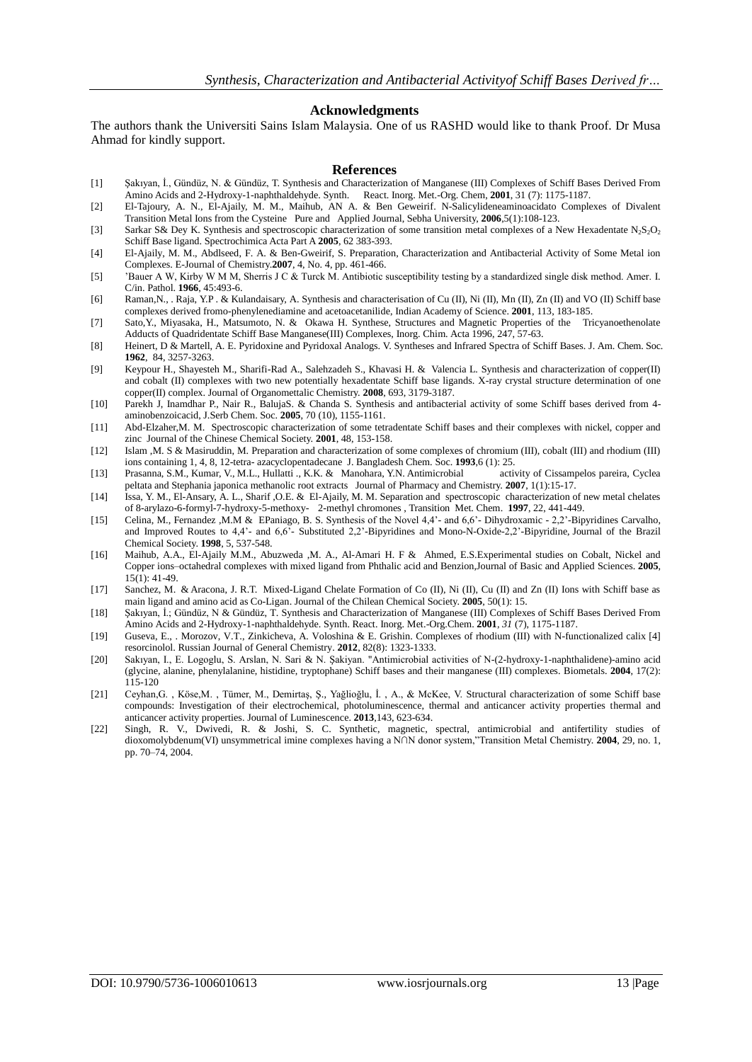## Acknowledgments

The authors thank the Universiti Sains Islam Malaysia. One of us RASHD would like to thank Proof. Dr Musa Ahmad for kindly support.

## References

[1] Şakıyan, İ., Gündüz, N. & Gündüz, T. Synthesis and Characterization of Manganese (III) Complexes of Schiff Bases Derived From Amino Acids and 2-Hydroxy-1-naphthaldehyde. Synth. React. Inorg. Met.-Org. Chem, **2001**, 31 (7): 1175-1187.

[2] El-Tajoury, A. N., El-Ajaily, M. M., Maihub, AN A. & Ben Geweirif. N-Salicylideneaminoacidato Complexes of Divalent Transition Metal Ions from the Cysteine Pure and Applied Journal, Sebha University, **2006**,5(1):108-123.

[3] Sarkar S& Dey K. Synthesis and spectroscopic characterization of some transition metal complexes of a New Hexadentate $N_2S_2O_2$ Schiff Base ligand. Spectrochimica Acta Part A **2005**, 62 383-393.

[4] El-Ajaily, M. M., Abdlseed, F. A. & Ben-Gweirif, S. Preparation, Characterization and Antibacterial Activity of Some Metal ion Complexes. E-Journal of Chemistry.**2007**, 4, No. 4, pp. 461-466.

[5] 'Bauer A W, Kirby W M M, Sherris J C & Turck M. Antibiotic susceptibility testing by a standardized single disk method. Amer. I. C/in. Pathol. **1966**, 45:493-6.

[6] Raman,N., . Raja, Y.P . & Kulandaisary, A. Synthesis and characterisation of Cu (II), Ni (II), Mn (II), Zn (II) and VO (II) Schiff base complexes derived fromo-phenylenediamine and acetoacetanilide, Indian Academy of Science. **2001**, 113, 183-185.

[7] Sato,Y., Miyasaka, H., Matsumoto, N. & Okawa H. Synthese, Structures and Magnetic Properties of the Tricyanoethenolate Adducts of Quadridentate Schiff Base Manganese(III) Complexes, Inorg. Chim. Acta 1996, 247, 57-63.

[8] Heinert, D & Martell, A. E. Pyridoxine and Pyridoxal Analogs. V. Syntheses and Infrared Spectra of Schiff Bases. J. Am. Chem. Soc. **1962**, 84, 3257-3263.

[9] Keypour H., Shayesteh M., Sharifi-Rad A., Salehzadeh S., Khavasi H. & Valencia L. Synthesis and characterization of copper(II) and cobalt (II) complexes with two new potentially hexadentate Schiff base ligands. X-ray crystal structure determination of one copper(II) complex. Journal of Organomettalic Chemistry. **2008**, 693, 3179-3187.

[10] Parekh J, Inamdhar P., Nair R., BalujaS. & Chanda S. Synthesis and antibacterial activity of some Schiff bases derived from 4-aminobenzoicacid, J.Serb Chem. Soc. **2005**, 70 (10), 1155-1161.

[11] Abd-Elzaher,M. M. Spectroscopic characterization of some tetradentate Schiff bases and their complexes with nickel, copper and zinc Journal of the Chinese Chemical Society. **2001**, 48, 153-158.

[12] Islam ,M. S & Masiruddin, M. Preparation and characterization of some complexes of chromium (III), cobalt (III) and rhodium (III) ions containing 1, 4, 8, 12-tetra- azacyclopentadecane J. Bangladesh Chem. Soc. **1993**,6 (1): 25.

[13] Prasanna, S.M., Kumar, V., M.L., Hullatti ., K.K. & Manohara, Y.N. Antimicrobial activity of Cissampelos pareira, Cyclea peltata and Stephania japonica methanolic root extracts Journal of Pharmacy and Chemistry. **2007**, 1(1):15-17.

[14] Issa, Y. M., El-Ansary, A. L., Sharif ,O.E. & El-Ajaily, M. M. Separation and spectroscopic characterization of new metal chelates of 8-arylazo-6-formyl-7-hydroxy-5-methoxy- 2-methyl chromones , Transition Met. Chem. **1997**, 22, 441-449.

[15] Celina, M., Fernandez ,M.M & EPaniago, B. S. Synthesis of the Novel 4,4'- and 6,6'- Dihydroxamic - 2,2'-Bipyridines Carvalho, and Improved Routes to 4,4'- and 6,6'- Substituted 2,2'-Bipyridines and Mono-N-Oxide-2,2'-Bipyridine, Journal of the Brazil Chemical Society. **1998**, 5, 537-548.

[16] Maihub, A.A., El-Ajaily M.M., Abuzweda ,M. A., Al-Amari H. F & Ahmed, E.S.Experimental studies on Cobalt, Nickel and Copper ions–octahedral complexes with mixed ligand from Phthalic acid and Benzion,Journal of Basic and Applied Sciences. **2005**, 15(1): 41-49.

[17] Sanchez, M. & Aracona, J. R.T. Mixed-Ligand Chelate Formation of Co (II), Ni (II), Cu (II) and Zn (II) Ions with Schiff base as main ligand and amino acid as Co-Ligan. Journal of the Chilean Chemical Society. **2005**, 50(1): 15.

[18] Şakıyan, İ.; Gündüz, N & Gündüz, T. Synthesis and Characterization of Manganese (III) Complexes of Schiff Bases Derived From Amino Acids and 2-Hydroxy-1-naphthaldehyde. Synth. React. Inorg. Met.-Org.Chem. **2001**, *31* (7), 1175-1187.

[19] Guseva, E., . Morozov, V.T., Zinkicheva, A. Voloshina & E. Grishin. Complexes of rhodium (III) with N-functionalized calix [4] resorcinolol. Russian Journal of General Chemistry. **2012**, 82(8): 1323-1333.

[20] Sakıyan, I., E. Logoglu, S. Arslan, N. Sari & N. Şakiyan. "Antimicrobial activities of N-(2-hydroxy-1-naphthalidene)-amino acid (glycine, alanine, phenylalanine, histidine, tryptophane) Schiff bases and their manganese (III) complexes. Biometals. **2004**, 17(2): 115-120

[21] Ceyhan,G. , Köse,M. , Tümer, M., Demirtaş, Ş., Yağlioğlu, İ. , A., & McKee, V. Structural characterization of some Schiff base compounds: Investigation of their electrochemical, photoluminescence, thermal and anticancer activity properties thermal and anticancer activity properties. Journal of Luminescence. **2013**,143, 623-634.

[22] Singh, R. V., Dwivedi, R. & Joshi, S. C. Synthetic, magnetic, spectral, antimicrobial and antifertility studies of dioxomolybdenum(VI) unsymmetrical imine complexes having a N∩N donor system,"Transition Metal Chemistry. **2004**, 29, no. 1, pp. 70–74, 2004.